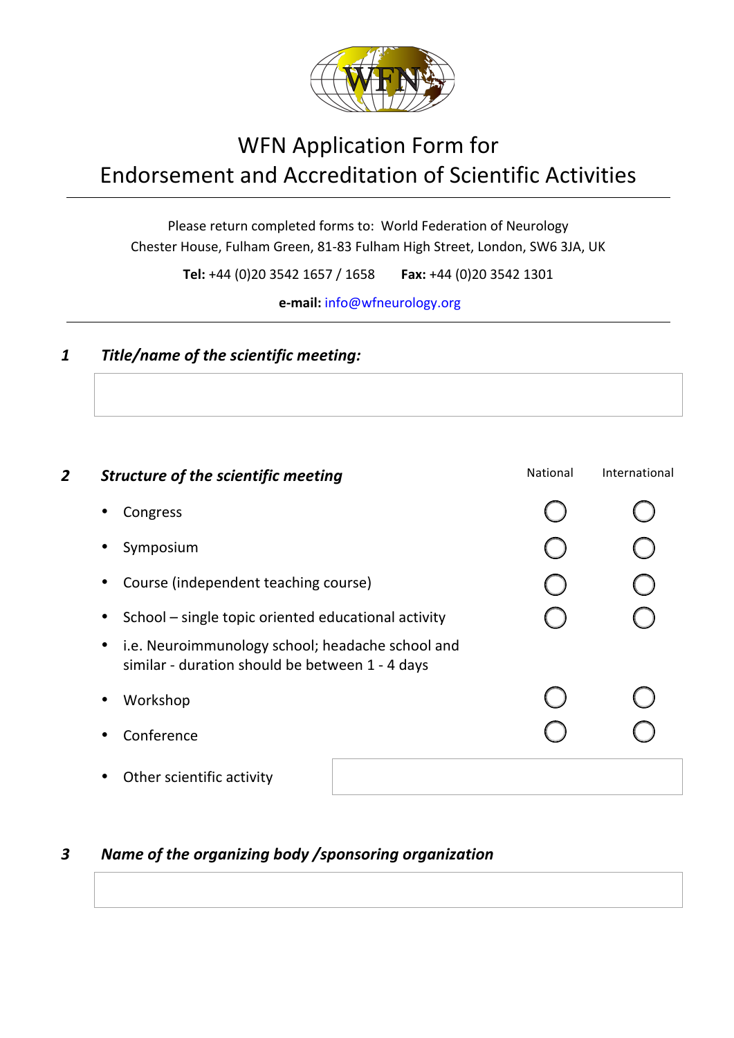# WFN Application Form for Endorsement and Accreditation of Scientific Activities

Please return completed forms to: World Federation of Neurology
Chester House, Fulham Green, 81-83 Fulham High Street, London, SW6 3JA, UK

**Tel:** +44 (0)20 3542 1657 / 1658 **Fax:** +44 (0)20 3542 1301

**e-mail:** info@wfneurology.org

---

### 1 *Title/name of the scientific meeting:*

| |
|---|
| |

### 2 *Structure of the scientific meeting*

| | National | International |
|---|---|---|
| • Congress | ○ | ○ |
| • Symposium | ○ | ○ |
| • Course (independent teaching course) | ○ | ○ |
| • School – single topic oriented educational activity | ○ | ○ |
| • i.e. Neuroimmunology school; headache school and similar - duration should be between 1 - 4 days | | |
| • Workshop | ○ | ○ |
| • Conference | ○ | ○ |

- Other scientific activity

| |
|---|
| |

### 3 *Name of the organizing body /sponsoring organization*

| |
|---|
| |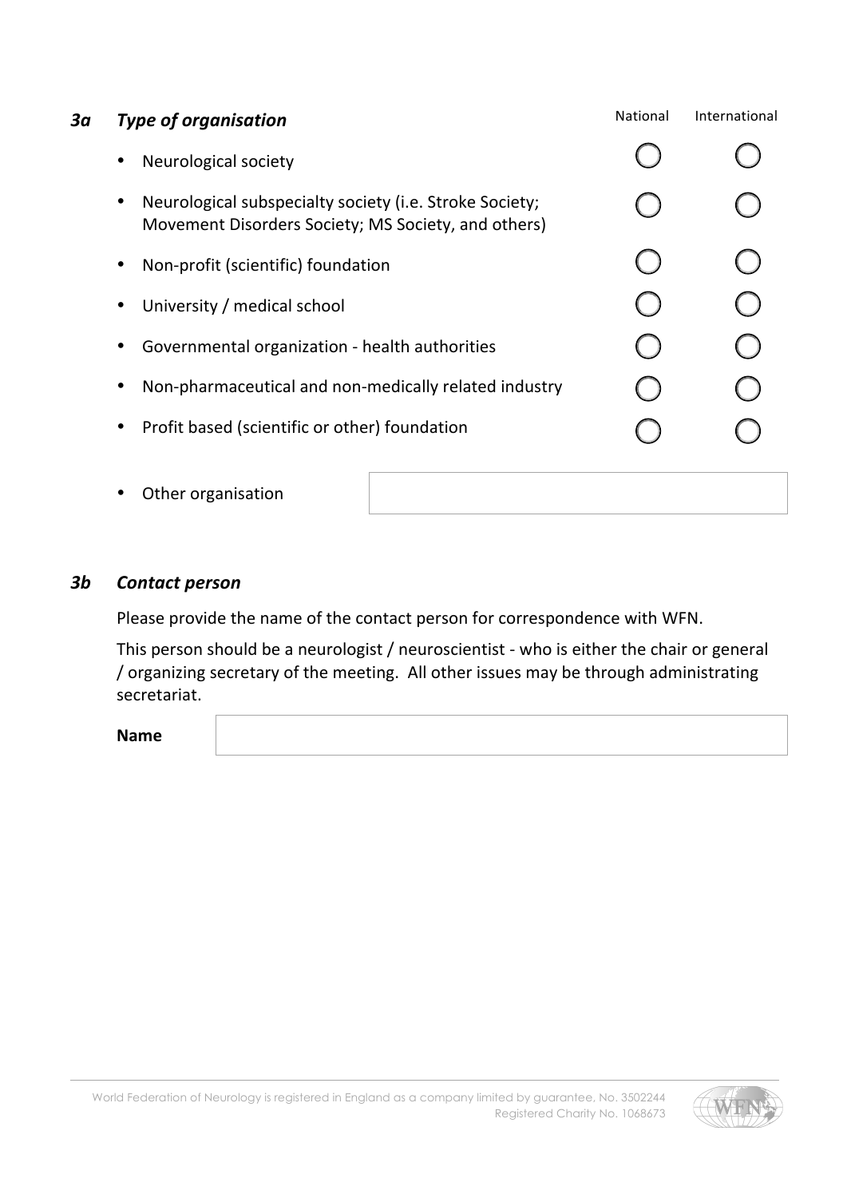### *3a Type of organisation*

| | National | International |
|---|---|---|
| • Neurological society | ◯ | ◯ |
| • Neurological subspecialty society (i.e. Stroke Society; Movement Disorders Society; MS Society, and others) | ◯ | ◯ |
| • Non-profit (scientific) foundation | ◯ | ◯ |
| • University / medical school | ◯ | ◯ |
| • Governmental organization - health authorities | ◯ | ◯ |
| • Non-pharmaceutical and non-medically related industry | ◯ | ◯ |
| • Profit based (scientific or other) foundation | ◯ | ◯ |

- Other organisation ____________________

### *3b Contact person*

Please provide the name of the contact person for correspondence with WFN.

This person should be a neurologist / neuroscientist - who is either the chair or general / organizing secretary of the meeting. All other issues may be through administrating secretariat.

**Name** ____________________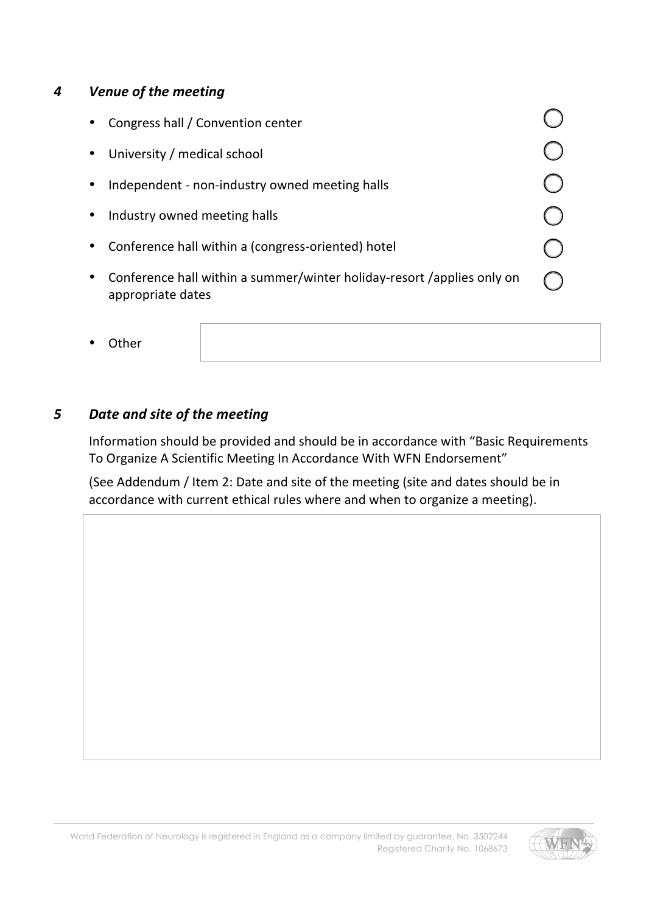## *4 Venue of the meeting*

- Congress hall / Convention center ◯
- University / medical school ◯
- Independent - non-industry owned meeting halls ◯
- Industry owned meeting halls ◯
- Conference hall within a (congress-oriented) hotel ◯
- Conference hall within a summer/winter holiday-resort /applies only on appropriate dates ◯
- Other

## *5 Date and site of the meeting*

Information should be provided and should be in accordance with "Basic Requirements To Organize A Scientific Meeting In Accordance With WFN Endorsement"

(See Addendum / Item 2: Date and site of the meeting (site and dates should be in accordance with current ethical rules where and when to organize a meeting).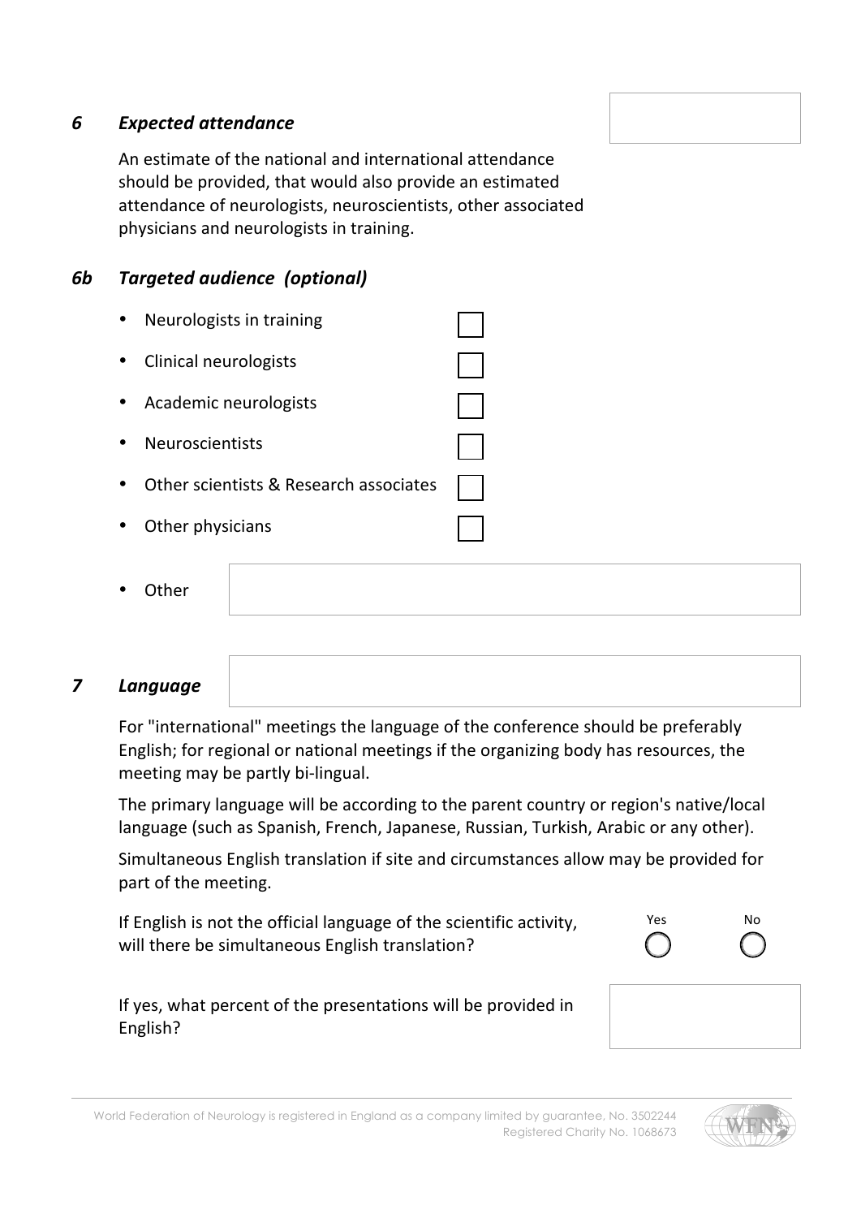### *6 Expected attendance*

An estimate of the national and international attendance should be provided, that would also provide an estimated attendance of neurologists, neuroscientists, other associated physicians and neurologists in training.

### *6b Targeted audience (optional)*

- Neurologists in training ☐
- Clinical neurologists ☐
- Academic neurologists ☐
- Neuroscientists ☐
- Other scientists & Research associates ☐
- Other physicians ☐
- Other

### *7 Language*

For "international" meetings the language of the conference should be preferably English; for regional or national meetings if the organizing body has resources, the meeting may be partly bi-lingual.

The primary language will be according to the parent country or region's native/local language (such as Spanish, French, Japanese, Russian, Turkish, Arabic or any other).

Simultaneous English translation if site and circumstances allow may be provided for part of the meeting.

If English is not the official language of the scientific activity, will there be simultaneous English translation? Yes ◯ No ◯

If yes, what percent of the presentations will be provided in English?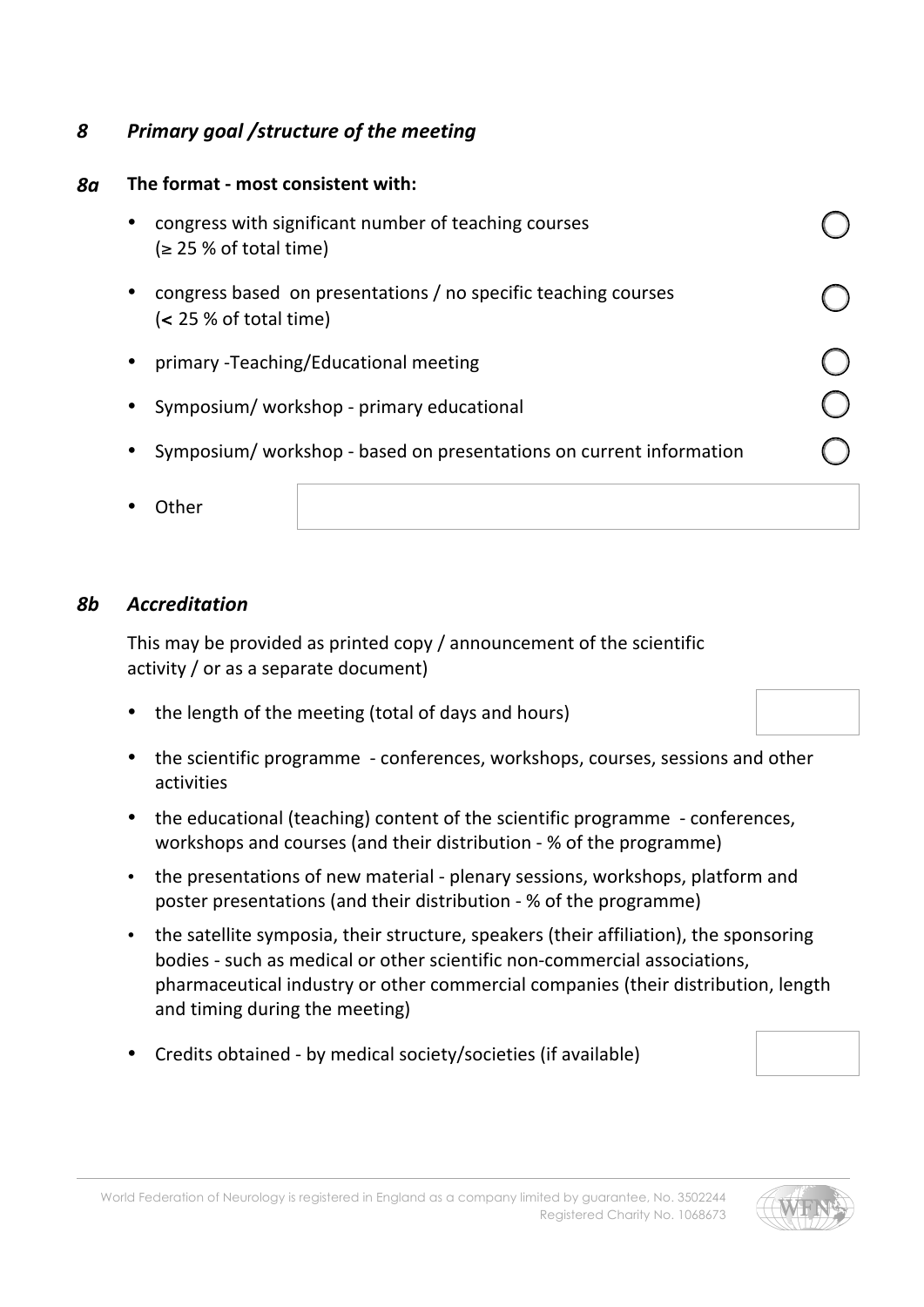## *8 Primary goal /structure of the meeting*

### 8a The format - most consistent with:

- congress with significant number of teaching courses (≥ 25 % of total time) ○
- congress based on presentations / no specific teaching courses (< 25 % of total time) ○
- primary -Teaching/Educational meeting ○
- Symposium/ workshop - primary educational ○
- Symposium/ workshop - based on presentations on current information ○
- Other ____________

### *8b Accreditation*

This may be provided as printed copy / announcement of the scientific activity / or as a separate document)

- the length of the meeting (total of days and hours) ____
- the scientific programme - conferences, workshops, courses, sessions and other activities
- the educational (teaching) content of the scientific programme - conferences, workshops and courses (and their distribution - % of the programme)
- the presentations of new material - plenary sessions, workshops, platform and poster presentations (and their distribution - % of the programme)
- the satellite symposia, their structure, speakers (their affiliation), the sponsoring bodies - such as medical or other scientific non-commercial associations, pharmaceutical industry or other commercial companies (their distribution, length and timing during the meeting)
- Credits obtained - by medical society/societies (if available) ____

World Federation of Neurology is registered in England as a company limited by guarantee, No. 3502244
Registered Charity No. 1068673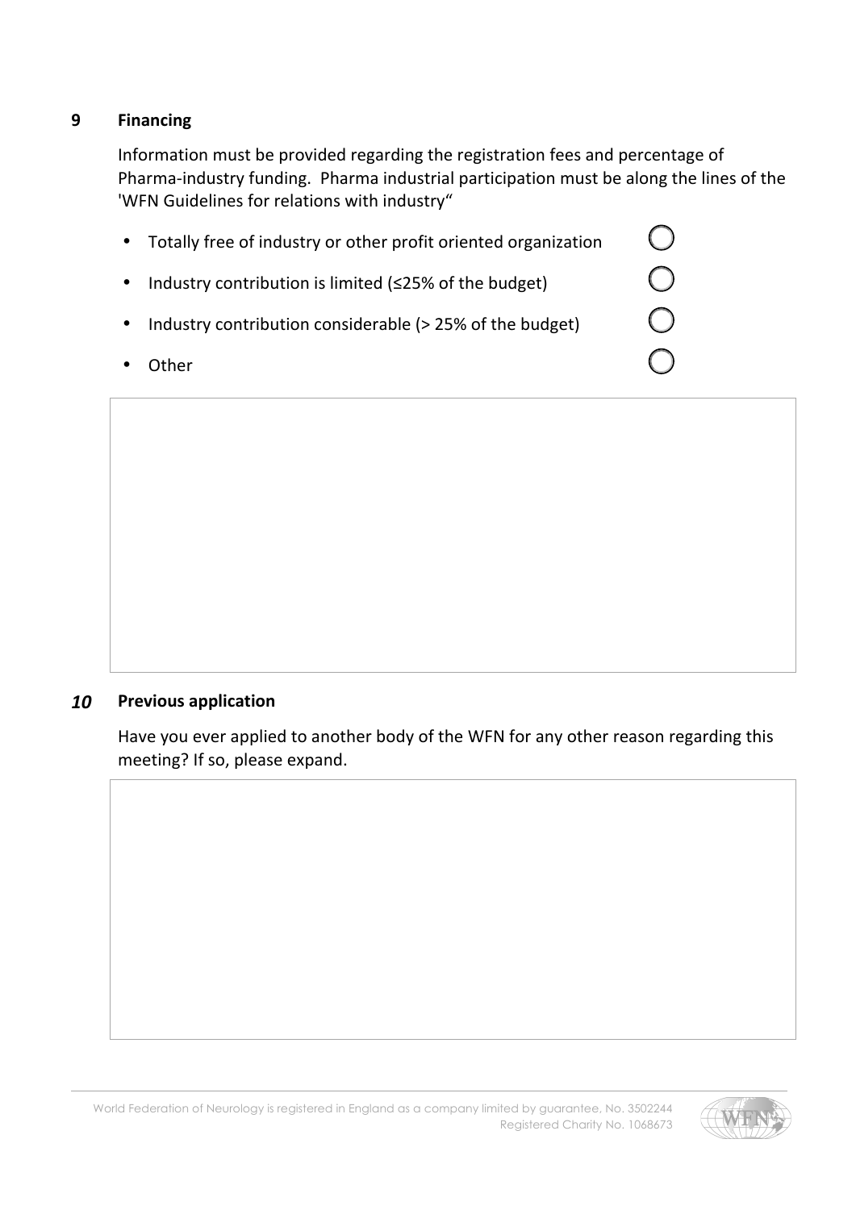## 9 Financing

Information must be provided regarding the registration fees and percentage of Pharma-industry funding. Pharma industrial participation must be along the lines of the 'WFN Guidelines for relations with industry"

- Totally free of industry or other profit oriented organization ◯
- Industry contribution is limited (≤25% of the budget) ◯
- Industry contribution considerable (> 25% of the budget) ◯
- Other ◯

## *10* Previous application

Have you ever applied to another body of the WFN for any other reason regarding this meeting? If so, please expand.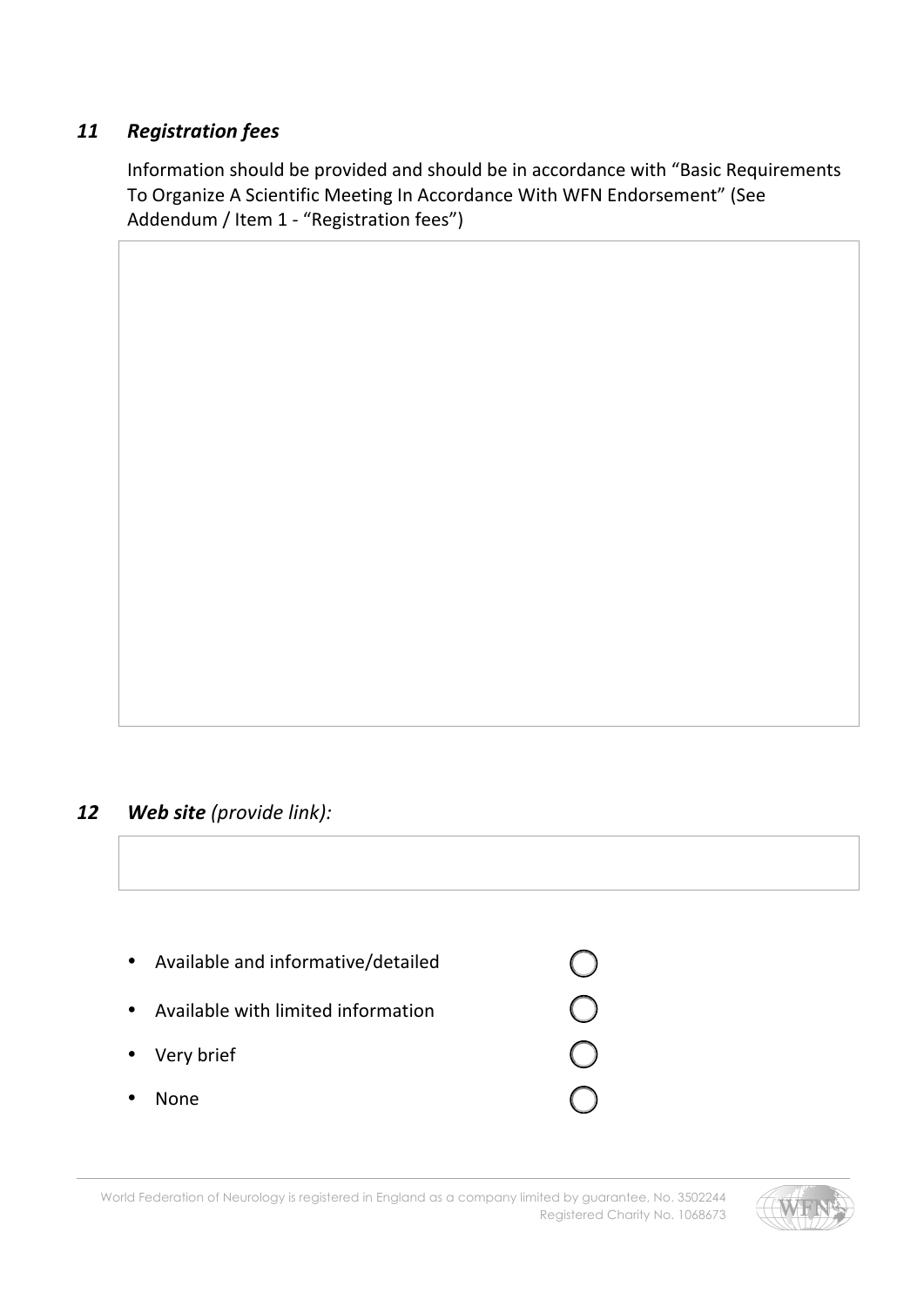## 11 *Registration fees*

Information should be provided and should be in accordance with "Basic Requirements To Organize A Scientific Meeting In Accordance With WFN Endorsement" (See Addendum / Item 1 - "Registration fees")

## 12 *Web site (provide link):*

- Available and informative/detailed ○
- Available with limited information ○
- Very brief ○
- None ○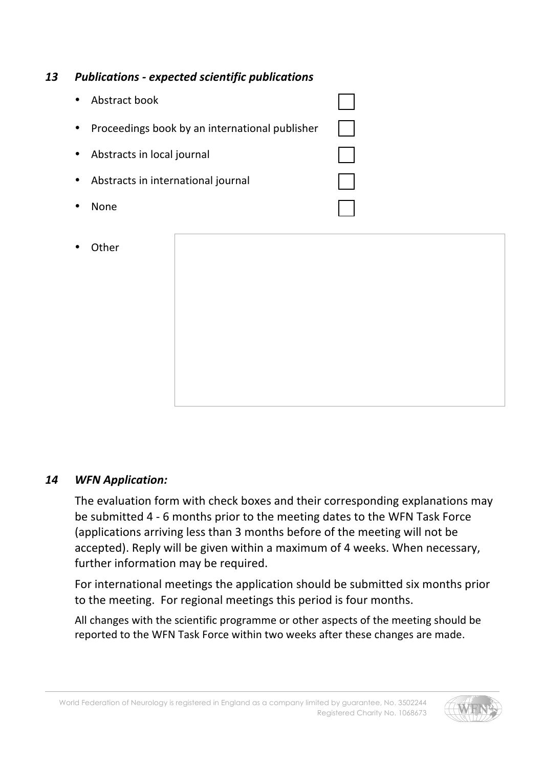## *13 Publications - expected scientific publications*

- Abstract book ☐
- Proceedings book by an international publisher ☐
- Abstracts in local journal ☐
- Abstracts in international journal ☐
- None ☐
- Other

## *14 WFN Application:*

The evaluation form with check boxes and their corresponding explanations may be submitted 4 - 6 months prior to the meeting dates to the WFN Task Force (applications arriving less than 3 months before of the meeting will not be accepted). Reply will be given within a maximum of 4 weeks. When necessary, further information may be required.

For international meetings the application should be submitted six months prior to the meeting. For regional meetings this period is four months.

All changes with the scientific programme or other aspects of the meeting should be reported to the WFN Task Force within two weeks after these changes are made.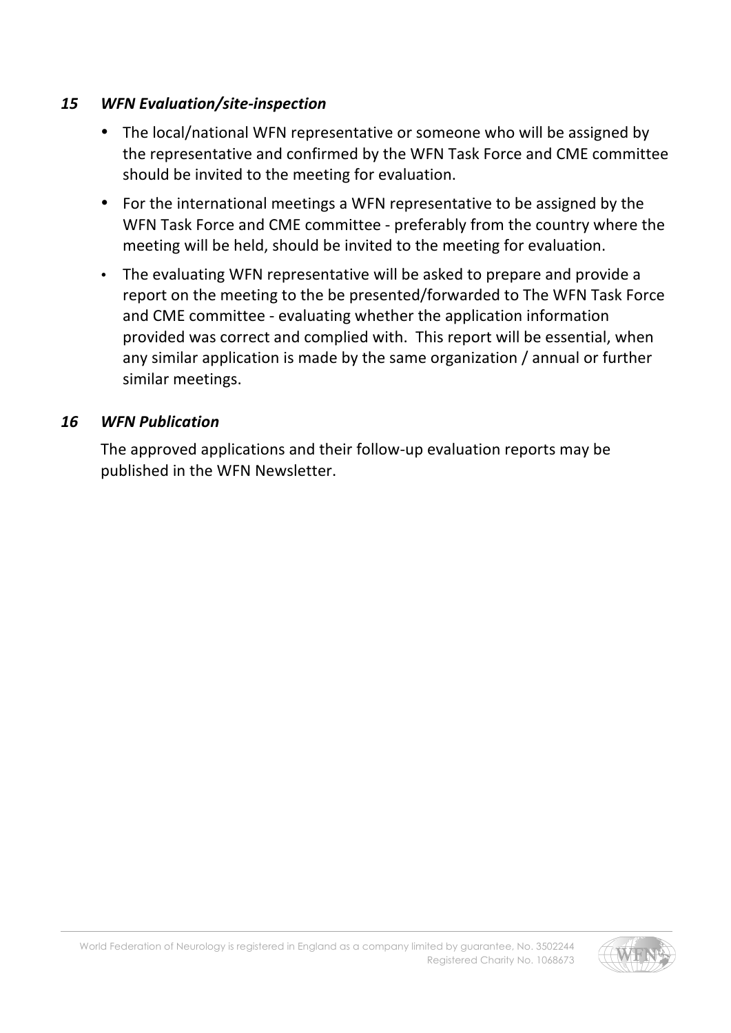### *15 WFN Evaluation/site-inspection*

- The local/national WFN representative or someone who will be assigned by the representative and confirmed by the WFN Task Force and CME committee should be invited to the meeting for evaluation.
- For the international meetings a WFN representative to be assigned by the WFN Task Force and CME committee - preferably from the country where the meeting will be held, should be invited to the meeting for evaluation.
- The evaluating WFN representative will be asked to prepare and provide a report on the meeting to the be presented/forwarded to The WFN Task Force and CME committee - evaluating whether the application information provided was correct and complied with. This report will be essential, when any similar application is made by the same organization / annual or further similar meetings.

### *16 WFN Publication*

The approved applications and their follow-up evaluation reports may be published in the WFN Newsletter.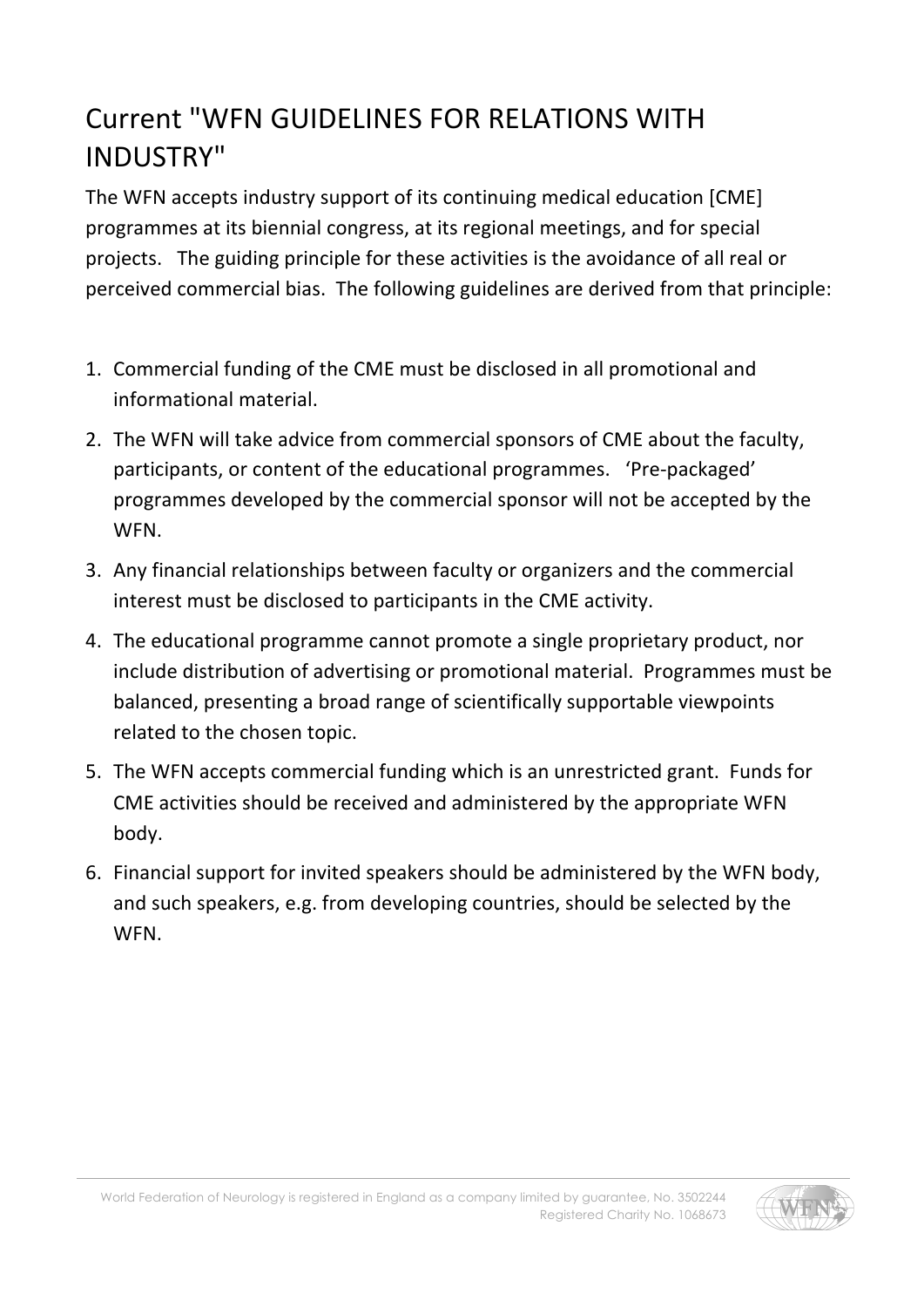# Current "WFN GUIDELINES FOR RELATIONS WITH INDUSTRY"

The WFN accepts industry support of its continuing medical education [CME] programmes at its biennial congress, at its regional meetings, and for special projects. The guiding principle for these activities is the avoidance of all real or perceived commercial bias. The following guidelines are derived from that principle:

1. Commercial funding of the CME must be disclosed in all promotional and informational material.
2. The WFN will take advice from commercial sponsors of CME about the faculty, participants, or content of the educational programmes. 'Pre-packaged' programmes developed by the commercial sponsor will not be accepted by the WFN.
3. Any financial relationships between faculty or organizers and the commercial interest must be disclosed to participants in the CME activity.
4. The educational programme cannot promote a single proprietary product, nor include distribution of advertising or promotional material. Programmes must be balanced, presenting a broad range of scientifically supportable viewpoints related to the chosen topic.
5. The WFN accepts commercial funding which is an unrestricted grant. Funds for CME activities should be received and administered by the appropriate WFN body.
6. Financial support for invited speakers should be administered by the WFN body, and such speakers, e.g. from developing countries, should be selected by the WFN.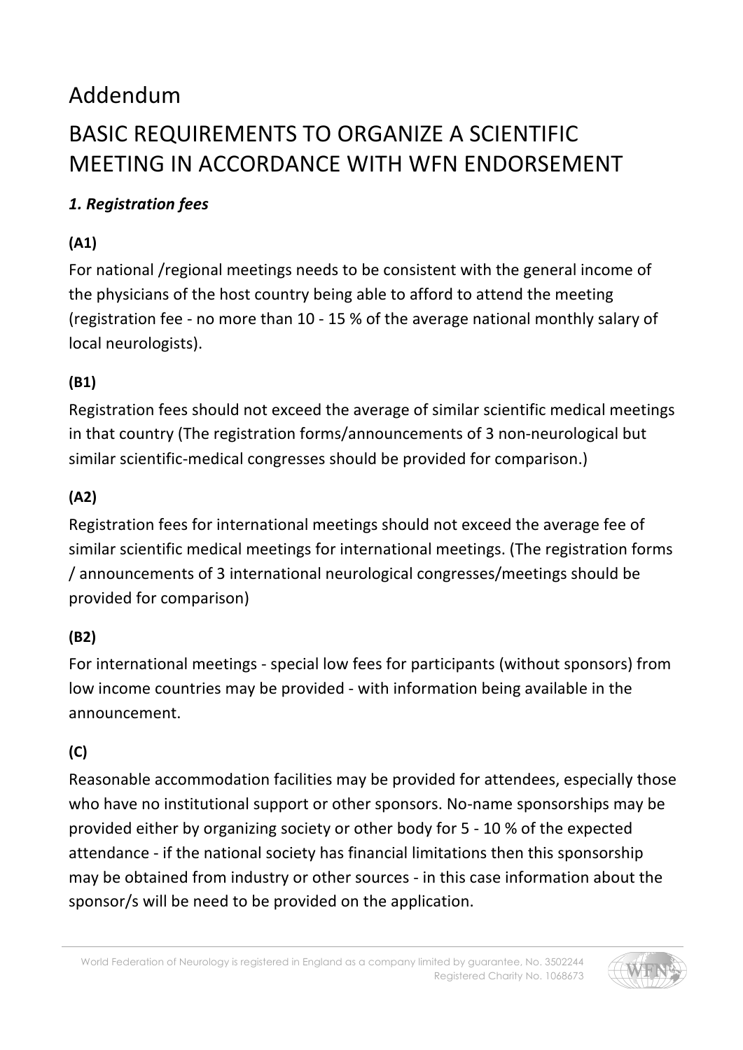# Addendum

## BASIC REQUIREMENTS TO ORGANIZE A SCIENTIFIC MEETING IN ACCORDANCE WITH WFN ENDORSEMENT

### *1. Registration fees*

**(A1)**

For national /regional meetings needs to be consistent with the general income of the physicians of the host country being able to afford to attend the meeting (registration fee - no more than 10 - 15 % of the average national monthly salary of local neurologists).

**(B1)**

Registration fees should not exceed the average of similar scientific medical meetings in that country (The registration forms/announcements of 3 non-neurological but similar scientific-medical congresses should be provided for comparison.)

**(A2)**

Registration fees for international meetings should not exceed the average fee of similar scientific medical meetings for international meetings. (The registration forms / announcements of 3 international neurological congresses/meetings should be provided for comparison)

**(B2)**

For international meetings - special low fees for participants (without sponsors) from low income countries may be provided - with information being available in the announcement.

**(C)**

Reasonable accommodation facilities may be provided for attendees, especially those who have no institutional support or other sponsors. No-name sponsorships may be provided either by organizing society or other body for 5 - 10 % of the expected attendance - if the national society has financial limitations then this sponsorship may be obtained from industry or other sources - in this case information about the sponsor/s will be need to be provided on the application.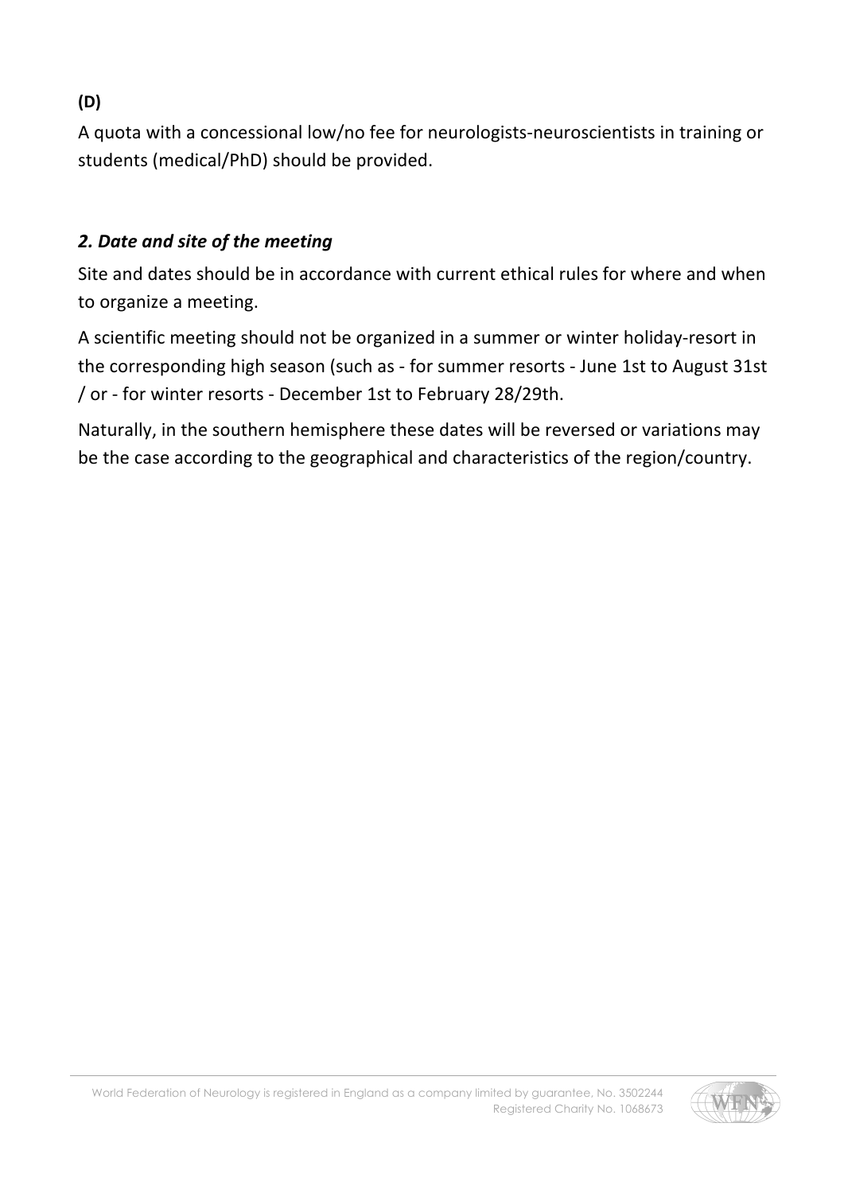**(D)**

A quota with a concessional low/no fee for neurologists-neuroscientists in training or students (medical/PhD) should be provided.

### *2. Date and site of the meeting*

Site and dates should be in accordance with current ethical rules for where and when to organize a meeting.

A scientific meeting should not be organized in a summer or winter holiday-resort in the corresponding high season (such as - for summer resorts - June 1st to August 31st / or - for winter resorts - December 1st to February 28/29th.

Naturally, in the southern hemisphere these dates will be reversed or variations may be the case according to the geographical and characteristics of the region/country.